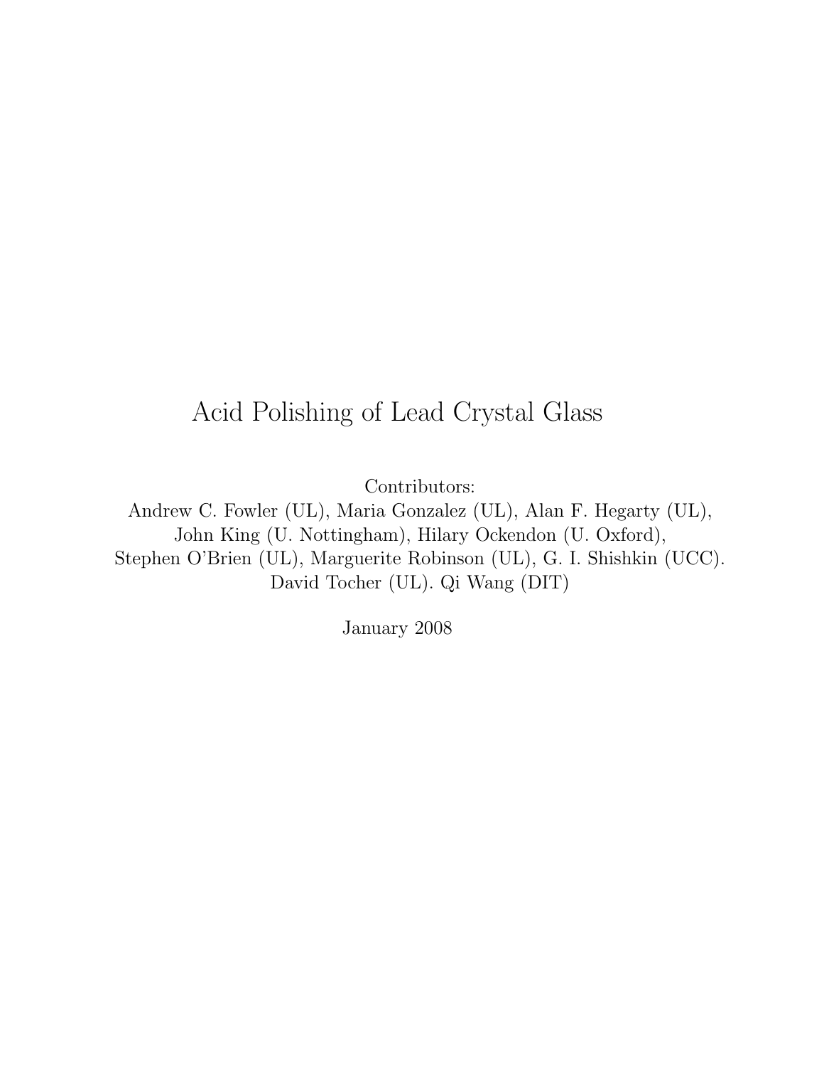# Acid Polishing of Lead Crystal Glass

Contributors:
Andrew C. Fowler (UL), Maria Gonzalez (UL), Alan F. Hegarty (UL),
John King (U. Nottingham), Hilary Ockendon (U. Oxford),
Stephen O'Brien (UL), Marguerite Robinson (UL), G. I. Shishkin (UCC).
David Tocher (UL). Qi Wang (DIT)

January 2008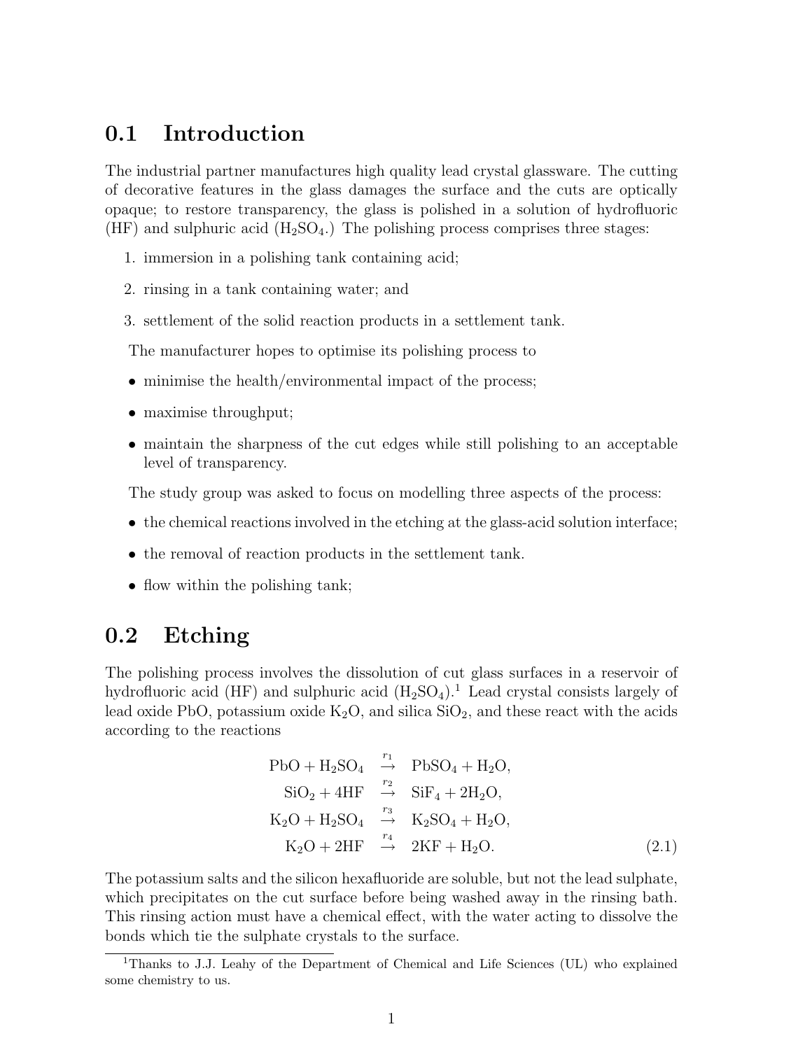## 0.1 Introduction

The industrial partner manufactures high quality lead crystal glassware. The cutting of decorative features in the glass damages the surface and the cuts are optically opaque; to restore transparency, the glass is polished in a solution of hydrofluoric (HF) and sulphuric acid ($H_2SO_4$.) The polishing process comprises three stages:

1. immersion in a polishing tank containing acid;
2. rinsing in a tank containing water; and
3. settlement of the solid reaction products in a settlement tank.

The manufacturer hopes to optimise its polishing process to

- minimise the health/environmental impact of the process;
- maximise throughput;
- maintain the sharpness of the cut edges while still polishing to an acceptable level of transparency.

The study group was asked to focus on modelling three aspects of the process:

- the chemical reactions involved in the etching at the glass-acid solution interface;
- the removal of reaction products in the settlement tank.
- flow within the polishing tank;

## 0.2 Etching

The polishing process involves the dissolution of cut glass surfaces in a reservoir of hydrofluoric acid (HF) and sulphuric acid ($H_2SO_4$).[1] Lead crystal consists largely of lead oxide PbO, potassium oxide $K_2O$, and silica $SiO_2$, and these react with the acids according to the reactions

$$
\begin{aligned}
\mathrm{PbO} + \mathrm{H_2SO_4} &\overset{r_1}{\rightarrow} \mathrm{PbSO_4} + \mathrm{H_2O}, \\
\mathrm{SiO_2} + 4\mathrm{HF} &\overset{r_2}{\rightarrow} \mathrm{SiF_4} + 2\mathrm{H_2O}, \\
\mathrm{K_2O} + \mathrm{H_2SO_4} &\overset{r_3}{\rightarrow} \mathrm{K_2SO_4} + \mathrm{H_2O}, \\
\mathrm{K_2O} + 2\mathrm{HF} &\overset{r_4}{\rightarrow} 2\mathrm{KF} + \mathrm{H_2O}.
\end{aligned} \tag{2.1}
$$

The potassium salts and the silicon hexafluoride are soluble, but not the lead sulphate, which precipitates on the cut surface before being washed away in the rinsing bath. This rinsing action must have a chemical effect, with the water acting to dissolve the bonds which tie the sulphate crystals to the surface.

[1] Thanks to J.J. Leahy of the Department of Chemical and Life Sciences (UL) who explained some chemistry to us.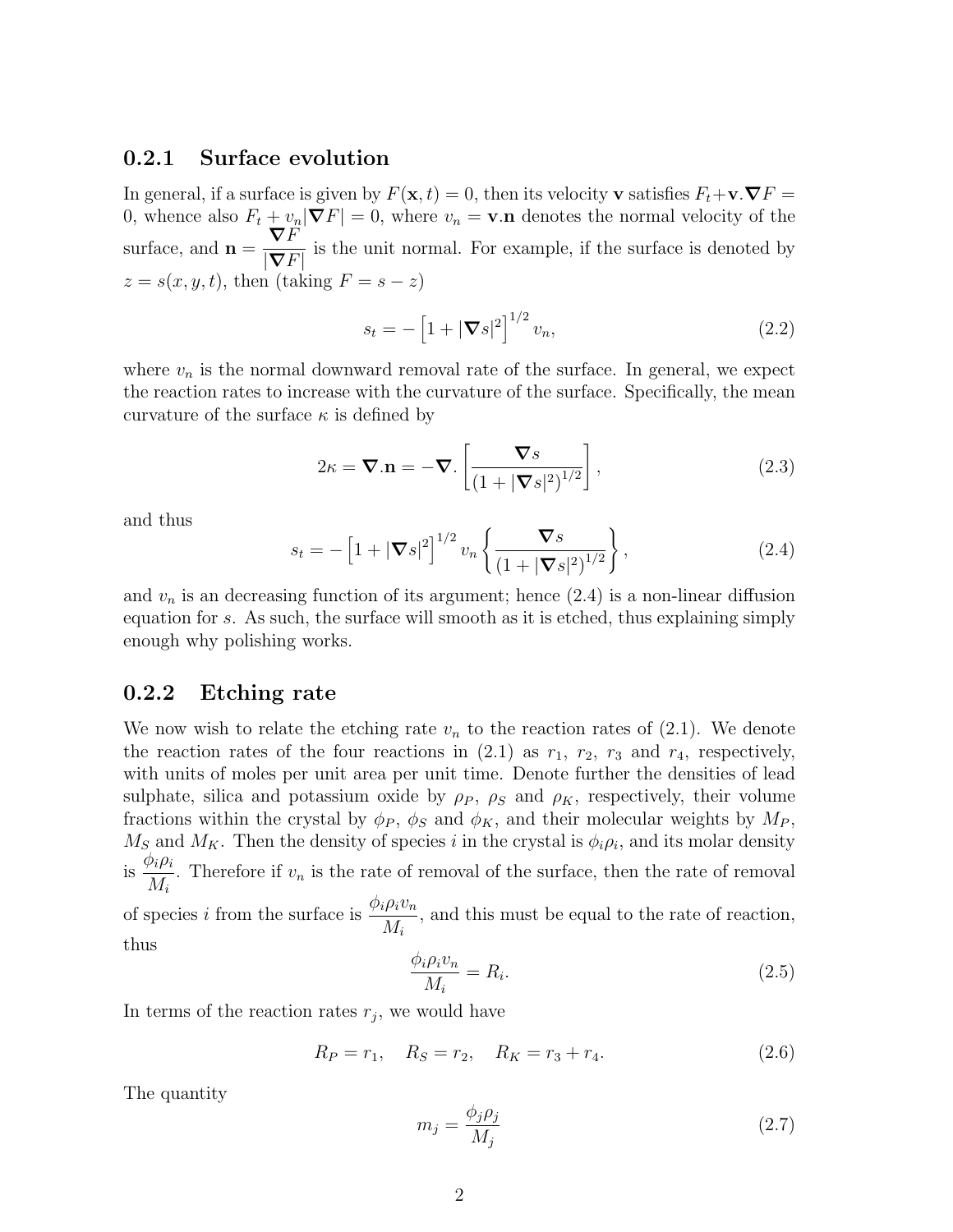### 0.2.1 Surface evolution

In general, if a surface is given by $F(\mathbf{x}, t) = 0$, then its velocity $\mathbf{v}$ satisfies $F_t + \mathbf{v}.\boldsymbol{\nabla} F = 0$, whence also $F_t + v_n |\boldsymbol{\nabla} F| = 0$, where $v_n = \mathbf{v}.\mathbf{n}$ denotes the normal velocity of the surface, and $\mathbf{n} = \dfrac{\boldsymbol{\nabla} F}{|\boldsymbol{\nabla} F|}$ is the unit normal. For example, if the surface is denoted by $z = s(x, y, t)$, then (taking $F = s - z$)

$$s_t = -\left[1 + |\boldsymbol{\nabla} s|^2\right]^{1/2} v_n, \tag{2.2}$$

where $v_n$ is the normal downward removal rate of the surface. In general, we expect the reaction rates to increase with the curvature of the surface. Specifically, the mean curvature of the surface $\kappa$ is defined by

$$2\kappa = \boldsymbol{\nabla}.\mathbf{n} = -\boldsymbol{\nabla}.\left[\frac{\boldsymbol{\nabla} s}{(1 + |\boldsymbol{\nabla} s|^2)^{1/2}}\right], \tag{2.3}$$

and thus

$$s_t = -\left[1 + |\boldsymbol{\nabla} s|^2\right]^{1/2} v_n \left\{\frac{\boldsymbol{\nabla} s}{(1 + |\boldsymbol{\nabla} s|^2)^{1/2}}\right\}, \tag{2.4}$$

and $v_n$ is an decreasing function of its argument; hence (2.4) is a non-linear diffusion equation for $s$. As such, the surface will smooth as it is etched, thus explaining simply enough why polishing works.

### 0.2.2 Etching rate

We now wish to relate the etching rate $v_n$ to the reaction rates of (2.1). We denote the reaction rates of the four reactions in (2.1) as $r_1$, $r_2$, $r_3$ and $r_4$, respectively, with units of moles per unit area per unit time. Denote further the densities of lead sulphate, silica and potassium oxide by $\rho_P$, $\rho_S$ and $\rho_K$, respectively, their volume fractions within the crystal by $\phi_P$, $\phi_S$ and $\phi_K$, and their molecular weights by $M_P$, $M_S$ and $M_K$. Then the density of species $i$ in the crystal is $\phi_i \rho_i$, and its molar density is $\dfrac{\phi_i \rho_i}{M_i}$. Therefore if $v_n$ is the rate of removal of the surface, then the rate of removal of species $i$ from the surface is $\dfrac{\phi_i \rho_i v_n}{M_i}$, and this must be equal to the rate of reaction, thus

$$\frac{\phi_i \rho_i v_n}{M_i} = R_i. \tag{2.5}$$

In terms of the reaction rates $r_j$, we would have

$$R_P = r_1, \quad R_S = r_2, \quad R_K = r_3 + r_4. \tag{2.6}$$

The quantity

$$m_j = \frac{\phi_j \rho_j}{M_j} \tag{2.7}$$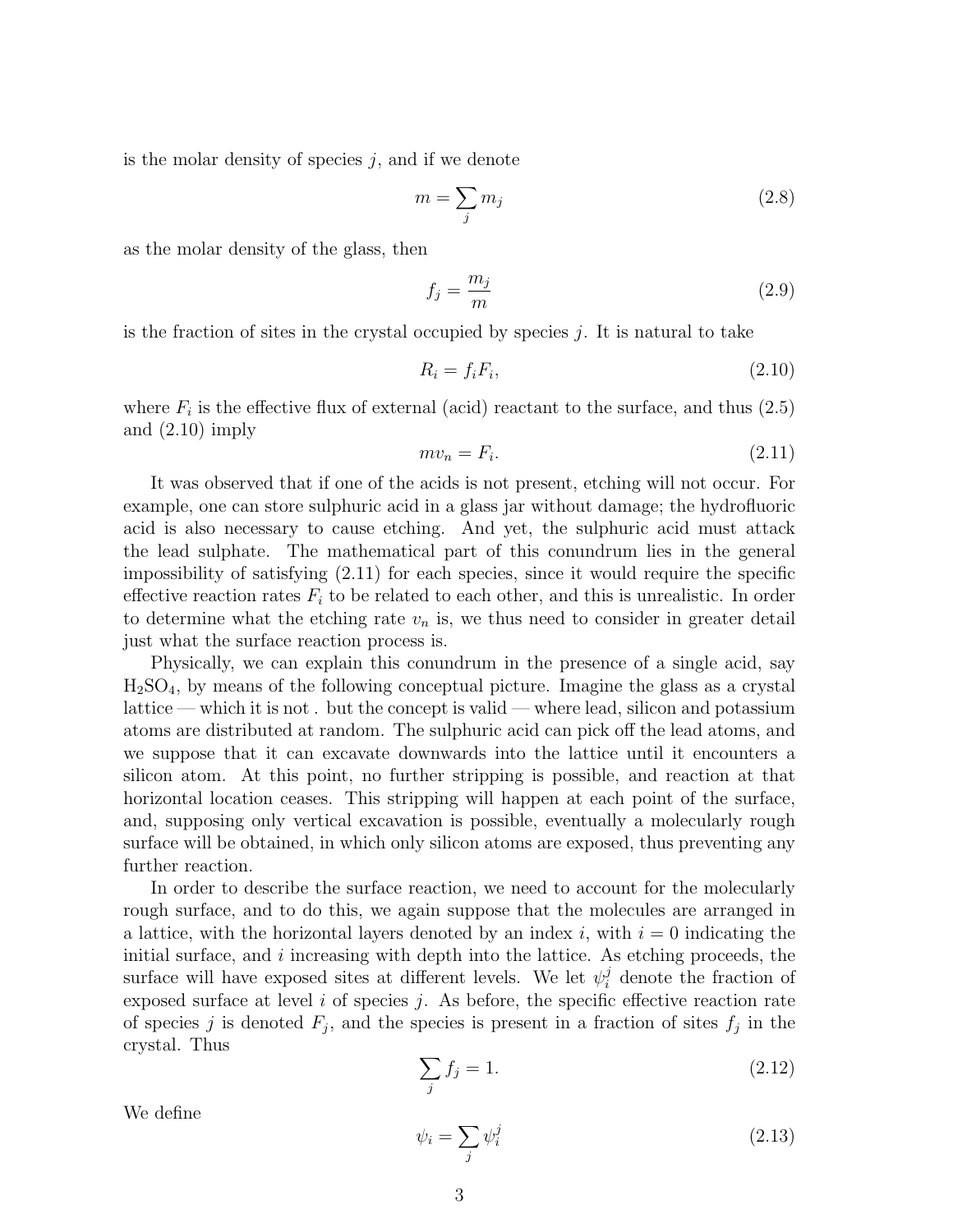is the molar density of species $j$, and if we denote

$$m = \sum_j m_j \tag{2.8}$$

as the molar density of the glass, then

$$f_j = \frac{m_j}{m} \tag{2.9}$$

is the fraction of sites in the crystal occupied by species $j$. It is natural to take

$$R_i = f_i F_i, \tag{2.10}$$

where $F_i$ is the effective flux of external (acid) reactant to the surface, and thus (2.5) and (2.10) imply

$$m v_n = F_i. \tag{2.11}$$

It was observed that if one of the acids is not present, etching will not occur. For example, one can store sulphuric acid in a glass jar without damage; the hydrofluoric acid is also necessary to cause etching. And yet, the sulphuric acid must attack the lead sulphate. The mathematical part of this conundrum lies in the general impossibility of satisfying (2.11) for each species, since it would require the specific effective reaction rates $F_i$ to be related to each other, and this is unrealistic. In order to determine what the etching rate $v_n$ is, we thus need to consider in greater detail just what the surface reaction process is.

Physically, we can explain this conundrum in the presence of a single acid, say $H_2SO_4$, by means of the following conceptual picture. Imagine the glass as a crystal lattice — which it is not . but the concept is valid — where lead, silicon and potassium atoms are distributed at random. The sulphuric acid can pick off the lead atoms, and we suppose that it can excavate downwards into the lattice until it encounters a silicon atom. At this point, no further stripping is possible, and reaction at that horizontal location ceases. This stripping will happen at each point of the surface, and, supposing only vertical excavation is possible, eventually a molecularly rough surface will be obtained, in which only silicon atoms are exposed, thus preventing any further reaction.

In order to describe the surface reaction, we need to account for the molecularly rough surface, and to do this, we again suppose that the molecules are arranged in a lattice, with the horizontal layers denoted by an index $i$, with $i = 0$ indicating the initial surface, and $i$ increasing with depth into the lattice. As etching proceeds, the surface will have exposed sites at different levels. We let $\psi_i^j$ denote the fraction of exposed surface at level $i$ of species $j$. As before, the specific effective reaction rate of species $j$ is denoted $F_j$, and the species is present in a fraction of sites $f_j$ in the crystal. Thus

$$\sum_j f_j = 1. \tag{2.12}$$

We define

$$\psi_i = \sum_j \psi_i^j \tag{2.13}$$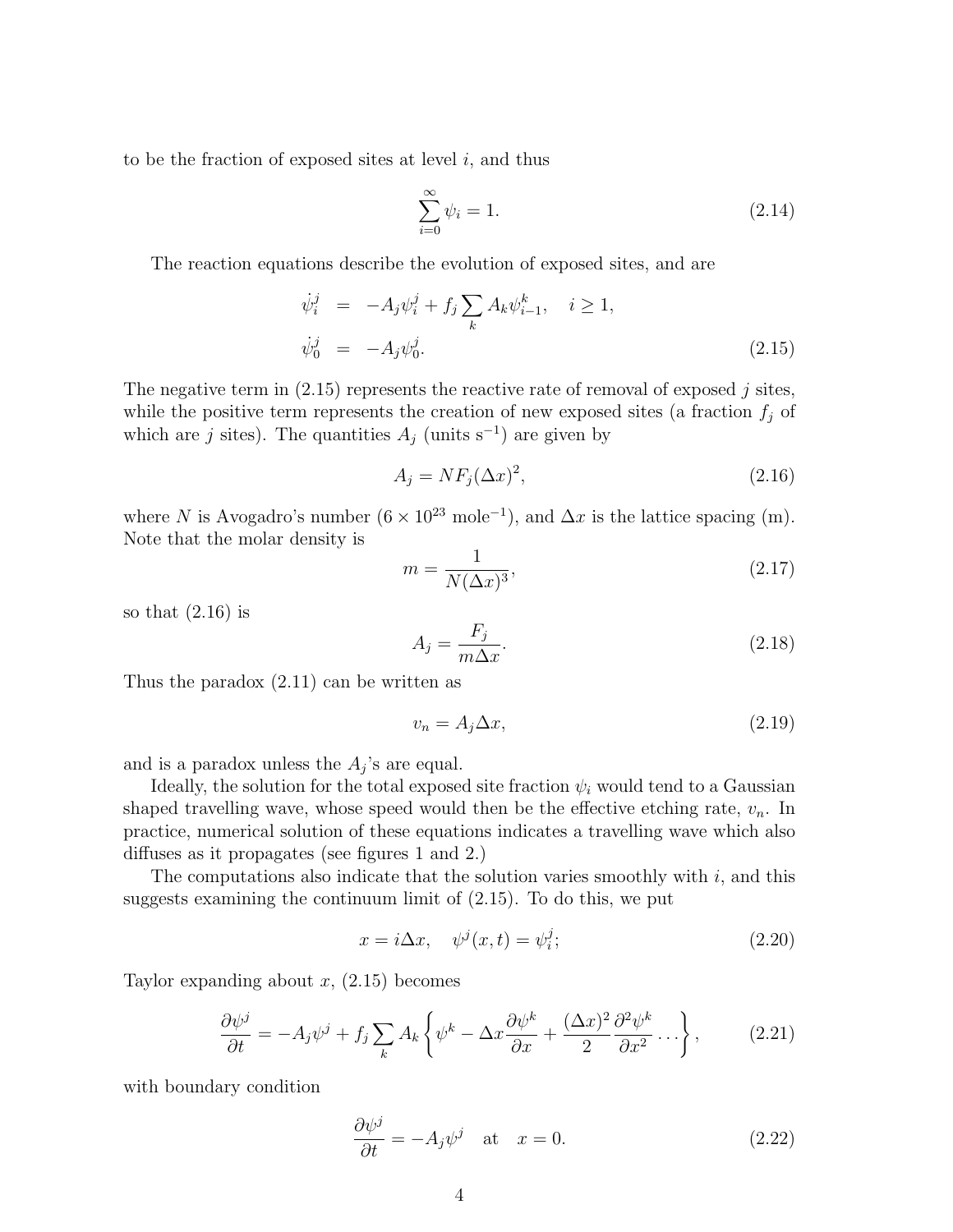to be the fraction of exposed sites at level $i$, and thus

$$\sum_{i=0}^{\infty} \psi_i = 1. \tag{2.14}$$

The reaction equations describe the evolution of exposed sites, and are

$$\begin{aligned}
\dot{\psi}_i^j &= -A_j \psi_i^j + f_j \sum_k A_k \psi_{i-1}^k, \quad i \geq 1, \\
\dot{\psi}_0^j &= -A_j \psi_0^j.
\end{aligned} \tag{2.15}$$

The negative term in (2.15) represents the reactive rate of removal of exposed $j$ sites, while the positive term represents the creation of new exposed sites (a fraction $f_j$ of which are $j$ sites). The quantities $A_j$ (units $\text{s}^{-1}$) are given by

$$A_j = N F_j (\Delta x)^2, \tag{2.16}$$

where $N$ is Avogadro's number ($6 \times 10^{23}$ mole$^{-1}$), and $\Delta x$ is the lattice spacing (m). Note that the molar density is

$$m = \frac{1}{N(\Delta x)^3}, \tag{2.17}$$

so that (2.16) is

$$A_j = \frac{F_j}{m \Delta x}. \tag{2.18}$$

Thus the paradox (2.11) can be written as

$$v_n = A_j \Delta x, \tag{2.19}$$

and is a paradox unless the $A_j$'s are equal.

Ideally, the solution for the total exposed site fraction $\psi_i$ would tend to a Gaussian shaped travelling wave, whose speed would then be the effective etching rate, $v_n$. In practice, numerical solution of these equations indicates a travelling wave which also diffuses as it propagates (see figures 1 and 2.)

The computations also indicate that the solution varies smoothly with $i$, and this suggests examining the continuum limit of (2.15). To do this, we put

$$x = i \Delta x, \quad \psi^j(x,t) = \psi_i^j; \tag{2.20}$$

Taylor expanding about $x$, (2.15) becomes

$$\frac{\partial \psi^j}{\partial t} = -A_j \psi^j + f_j \sum_k A_k \left\{ \psi^k - \Delta x \frac{\partial \psi^k}{\partial x} + \frac{(\Delta x)^2}{2} \frac{\partial^2 \psi^k}{\partial x^2} \ldots \right\}, \tag{2.21}$$

with boundary condition

$$\frac{\partial \psi^j}{\partial t} = -A_j \psi^j \quad \text{at} \quad x = 0. \tag{2.22}$$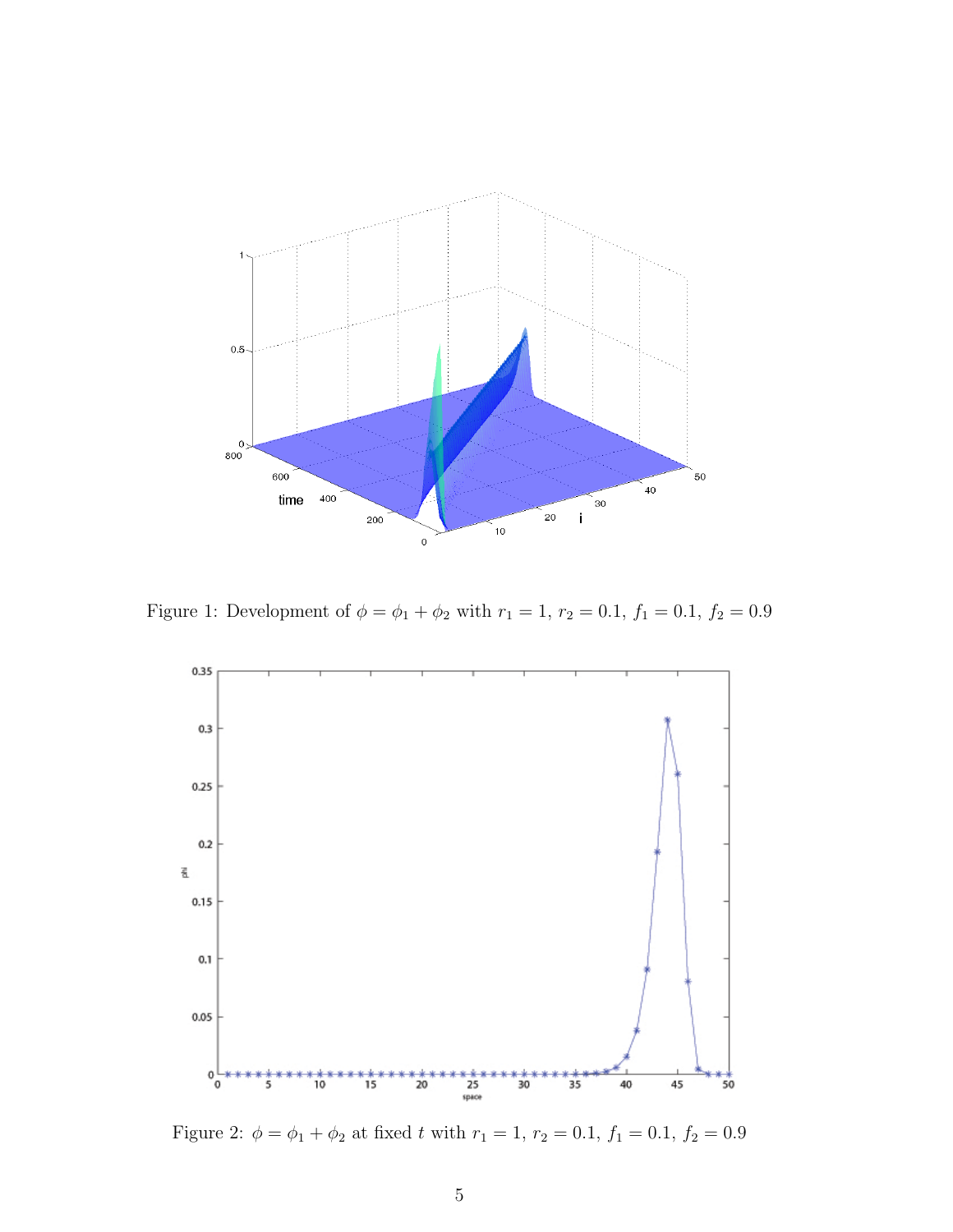Figure 1: Development of $\phi = \phi_1 + \phi_2$ with $r_1 = 1,\ r_2 = 0.1,\ f_1 = 0.1,\ f_2 = 0.9$

Figure 2: $\phi = \phi_1 + \phi_2$ at fixed $t$ with $r_1 = 1,\ r_2 = 0.1,\ f_1 = 0.1,\ f_2 = 0.9$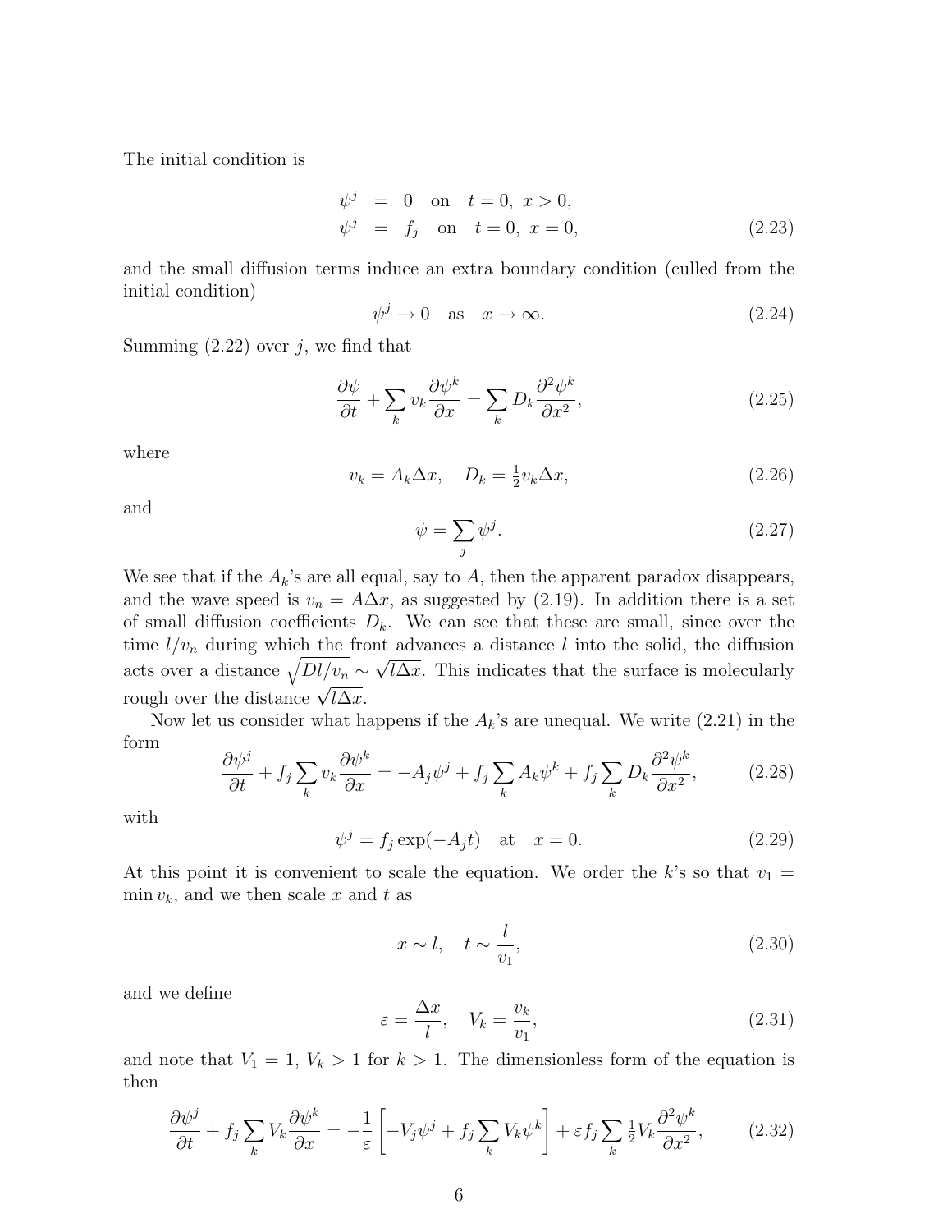The initial condition is

$$
\begin{aligned}
\psi^j &= 0 \quad \text{on} \quad t = 0,\ x > 0, \\
\psi^j &= f_j \quad \text{on} \quad t = 0,\ x = 0,
\end{aligned}
\tag{2.23}
$$

and the small diffusion terms induce an extra boundary condition (culled from the initial condition)

$$
\psi^j \to 0 \quad \text{as} \quad x \to \infty. \tag{2.24}
$$

Summing (2.22) over $j$, we find that

$$
\frac{\partial \psi}{\partial t} + \sum_k v_k \frac{\partial \psi^k}{\partial x} = \sum_k D_k \frac{\partial^2 \psi^k}{\partial x^2}, \tag{2.25}
$$

where

$$
v_k = A_k \Delta x, \quad D_k = \tfrac{1}{2} v_k \Delta x, \tag{2.26}
$$

and

$$
\psi = \sum_j \psi^j. \tag{2.27}
$$

We see that if the $A_k$'s are all equal, say to $A$, then the apparent paradox disappears, and the wave speed is $v_n = A\Delta x$, as suggested by (2.19). In addition there is a set of small diffusion coefficients $D_k$. We can see that these are small, since over the time $l/v_n$ during which the front advances a distance $l$ into the solid, the diffusion acts over a distance $\sqrt{Dl/v_n} \sim \sqrt{l\Delta x}$. This indicates that the surface is molecularly rough over the distance $\sqrt{l\Delta x}$.

Now let us consider what happens if the $A_k$'s are unequal. We write (2.21) in the form

$$
\frac{\partial \psi^j}{\partial t} + f_j \sum_k v_k \frac{\partial \psi^k}{\partial x} = -A_j \psi^j + f_j \sum_k A_k \psi^k + f_j \sum_k D_k \frac{\partial^2 \psi^k}{\partial x^2}, \tag{2.28}
$$

with

$$
\psi^j = f_j \exp(-A_j t) \quad \text{at} \quad x = 0. \tag{2.29}
$$

At this point it is convenient to scale the equation. We order the $k$'s so that $v_1 = \min v_k$, and we then scale $x$ and $t$ as

$$
x \sim l, \quad t \sim \frac{l}{v_1}, \tag{2.30}
$$

and we define

$$
\varepsilon = \frac{\Delta x}{l}, \quad V_k = \frac{v_k}{v_1}, \tag{2.31}
$$

and note that $V_1 = 1$, $V_k > 1$ for $k > 1$. The dimensionless form of the equation is then

$$
\frac{\partial \psi^j}{\partial t} + f_j \sum_k V_k \frac{\partial \psi^k}{\partial x} = -\frac{1}{\varepsilon}\left[-V_j \psi^j + f_j \sum_k V_k \psi^k\right] + \varepsilon f_j \sum_k \tfrac{1}{2} V_k \frac{\partial^2 \psi^k}{\partial x^2}, \tag{2.32}
$$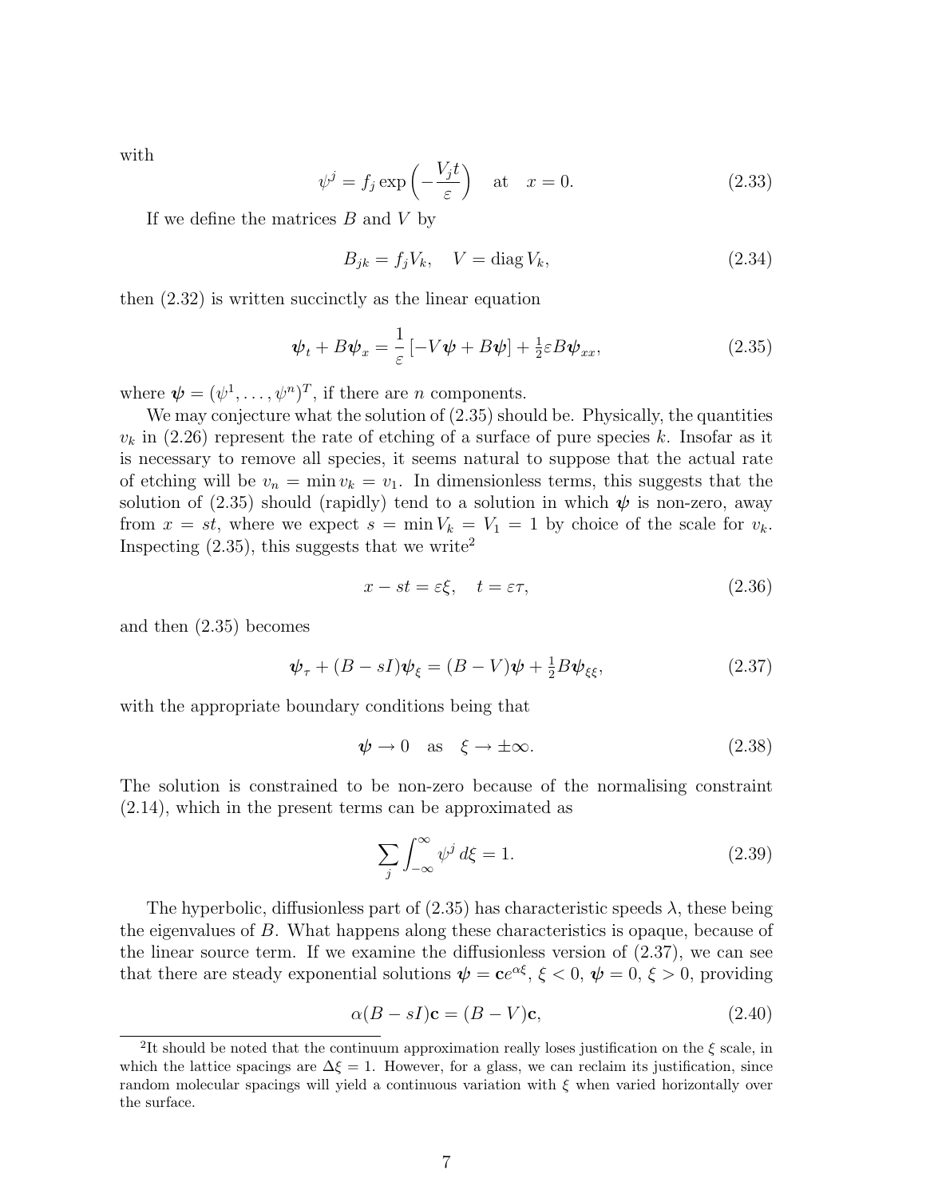with

$$\psi^j = f_j \exp\left(-\frac{V_j t}{\varepsilon}\right) \quad \text{at} \quad x = 0. \tag{2.33}$$

If we define the matrices $B$ and $V$ by

$$B_{jk} = f_j V_k, \quad V = \operatorname{diag} V_k, \tag{2.34}$$

then (2.32) is written succinctly as the linear equation

$$\boldsymbol{\psi}_t + B\boldsymbol{\psi}_x = \frac{1}{\varepsilon}\left[-V\boldsymbol{\psi} + B\boldsymbol{\psi}\right] + \tfrac{1}{2}\varepsilon B\boldsymbol{\psi}_{xx}, \tag{2.35}$$

where $\boldsymbol{\psi} = (\psi^1, \ldots, \psi^n)^T$, if there are $n$ components.

We may conjecture what the solution of (2.35) should be. Physically, the quantities $v_k$ in (2.26) represent the rate of etching of a surface of pure species $k$. Insofar as it is necessary to remove all species, it seems natural to suppose that the actual rate of etching will be $v_n = \min v_k = v_1$. In dimensionless terms, this suggests that the solution of (2.35) should (rapidly) tend to a solution in which $\boldsymbol{\psi}$ is non-zero, away from $x = st$, where we expect $s = \min V_k = V_1 = 1$ by choice of the scale for $v_k$. Inspecting (2.35), this suggests that we write[2]

$$x - st = \varepsilon\xi, \quad t = \varepsilon\tau, \tag{2.36}$$

and then (2.35) becomes

$$\boldsymbol{\psi}_\tau + (B - sI)\boldsymbol{\psi}_\xi = (B - V)\boldsymbol{\psi} + \tfrac{1}{2}B\boldsymbol{\psi}_{\xi\xi}, \tag{2.37}$$

with the appropriate boundary conditions being that

$$\boldsymbol{\psi} \to 0 \quad \text{as} \quad \xi \to \pm\infty. \tag{2.38}$$

The solution is constrained to be non-zero because of the normalising constraint (2.14), which in the present terms can be approximated as

$$\sum_j \int_{-\infty}^{\infty} \psi^j \, d\xi = 1. \tag{2.39}$$

The hyperbolic, diffusionless part of (2.35) has characteristic speeds $\lambda$, these being the eigenvalues of $B$. What happens along these characteristics is opaque, because of the linear source term. If we examine the diffusionless version of (2.37), we can see that there are steady exponential solutions $\boldsymbol{\psi} = \mathbf{c}e^{\alpha\xi}$, $\xi < 0$, $\boldsymbol{\psi} = 0$, $\xi > 0$, providing

$$\alpha(B - sI)\mathbf{c} = (B - V)\mathbf{c}, \tag{2.40}$$

[2] It should be noted that the continuum approximation really loses justification on the $\xi$ scale, in which the lattice spacings are $\Delta\xi = 1$. However, for a glass, we can reclaim its justification, since random molecular spacings will yield a continuous variation with $\xi$ when varied horizontally over the surface.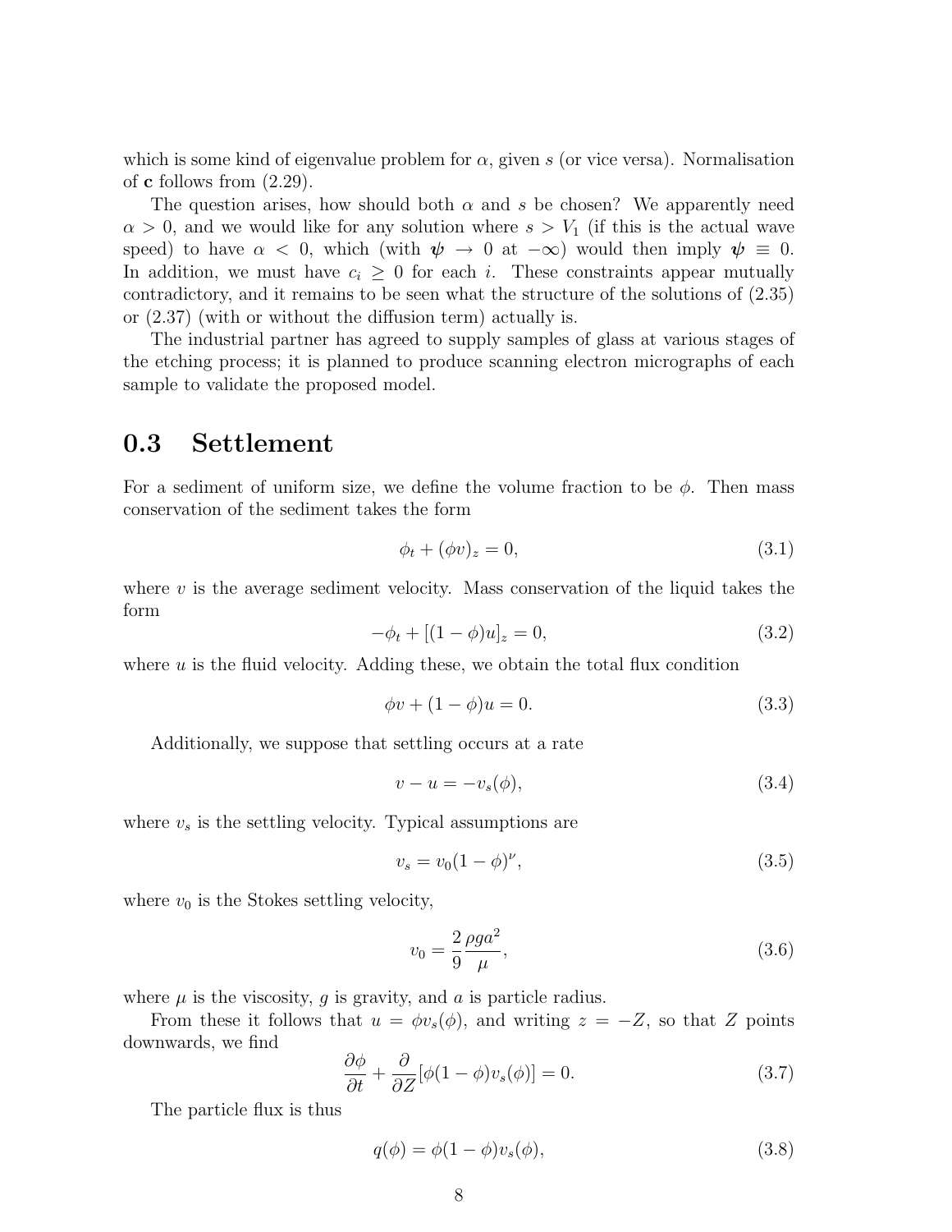which is some kind of eigenvalue problem for $\alpha$, given $s$ (or vice versa). Normalisation of $\mathbf{c}$ follows from (2.29).

The question arises, how should both $\alpha$ and $s$ be chosen? We apparently need $\alpha > 0$, and we would like for any solution where $s > V_1$ (if this is the actual wave speed) to have $\alpha < 0$, which (with $\boldsymbol{\psi} \to 0$ at $-\infty$) would then imply $\boldsymbol{\psi} \equiv 0$. In addition, we must have $c_i \geq 0$ for each $i$. These constraints appear mutually contradictory, and it remains to be seen what the structure of the solutions of (2.35) or (2.37) (with or without the diffusion term) actually is.

The industrial partner has agreed to supply samples of glass at various stages of the etching process; it is planned to produce scanning electron micrographs of each sample to validate the proposed model.

## 0.3 Settlement

For a sediment of uniform size, we define the volume fraction to be $\phi$. Then mass conservation of the sediment takes the form

$$\phi_t + (\phi v)_z = 0, \tag{3.1}$$

where $v$ is the average sediment velocity. Mass conservation of the liquid takes the form

$$-\phi_t + [(1-\phi)u]_z = 0, \tag{3.2}$$

where $u$ is the fluid velocity. Adding these, we obtain the total flux condition

$$\phi v + (1-\phi)u = 0. \tag{3.3}$$

Additionally, we suppose that settling occurs at a rate

$$v - u = -v_s(\phi), \tag{3.4}$$

where $v_s$ is the settling velocity. Typical assumptions are

$$v_s = v_0(1-\phi)^\nu, \tag{3.5}$$

where $v_0$ is the Stokes settling velocity,

$$v_0 = \frac{2}{9}\frac{\rho g a^2}{\mu}, \tag{3.6}$$

where $\mu$ is the viscosity, $g$ is gravity, and $a$ is particle radius.

From these it follows that $u = \phi v_s(\phi)$, and writing $z = -Z$, so that $Z$ points downwards, we find

$$\frac{\partial \phi}{\partial t} + \frac{\partial}{\partial Z}[\phi(1-\phi)v_s(\phi)] = 0. \tag{3.7}$$

The particle flux is thus

$$q(\phi) = \phi(1-\phi)v_s(\phi), \tag{3.8}$$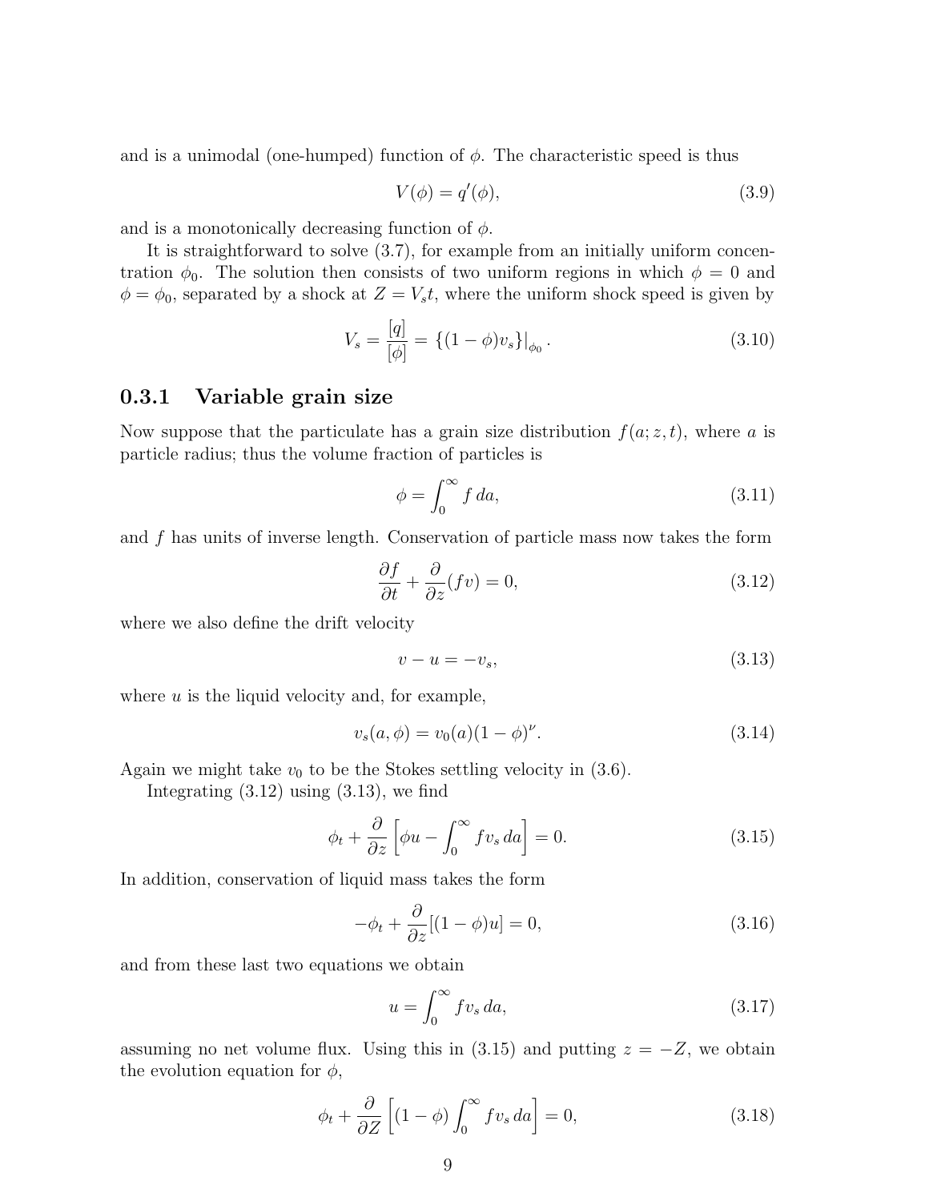and is a unimodal (one-humped) function of $\phi$. The characteristic speed is thus

$$V(\phi) = q'(\phi), \tag{3.9}$$

and is a monotonically decreasing function of $\phi$.

It is straightforward to solve (3.7), for example from an initially uniform concentration $\phi_0$. The solution then consists of two uniform regions in which $\phi = 0$ and $\phi = \phi_0$, separated by a shock at $Z = V_s t$, where the uniform shock speed is given by

$$V_s = \frac{[q]}{[\phi]} = \left\{(1-\phi)v_s\right\}\big|_{\phi_0}. \tag{3.10}$$

### 0.3.1 Variable grain size

Now suppose that the particulate has a grain size distribution $f(a; z, t)$, where $a$ is particle radius; thus the volume fraction of particles is

$$\phi = \int_0^\infty f \, da, \tag{3.11}$$

and $f$ has units of inverse length. Conservation of particle mass now takes the form

$$\frac{\partial f}{\partial t} + \frac{\partial}{\partial z}(fv) = 0, \tag{3.12}$$

where we also define the drift velocity

$$v - u = -v_s, \tag{3.13}$$

where $u$ is the liquid velocity and, for example,

$$v_s(a, \phi) = v_0(a)(1-\phi)^\nu. \tag{3.14}$$

Again we might take $v_0$ to be the Stokes settling velocity in (3.6).

Integrating (3.12) using (3.13), we find

$$\phi_t + \frac{\partial}{\partial z}\left[\phi u - \int_0^\infty f v_s \, da\right] = 0. \tag{3.15}$$

In addition, conservation of liquid mass takes the form

$$-\phi_t + \frac{\partial}{\partial z}[(1-\phi)u] = 0, \tag{3.16}$$

and from these last two equations we obtain

$$u = \int_0^\infty f v_s \, da, \tag{3.17}$$

assuming no net volume flux. Using this in (3.15) and putting $z = -Z$, we obtain the evolution equation for $\phi$,

$$\phi_t + \frac{\partial}{\partial Z}\left[(1-\phi)\int_0^\infty f v_s \, da\right] = 0, \tag{3.18}$$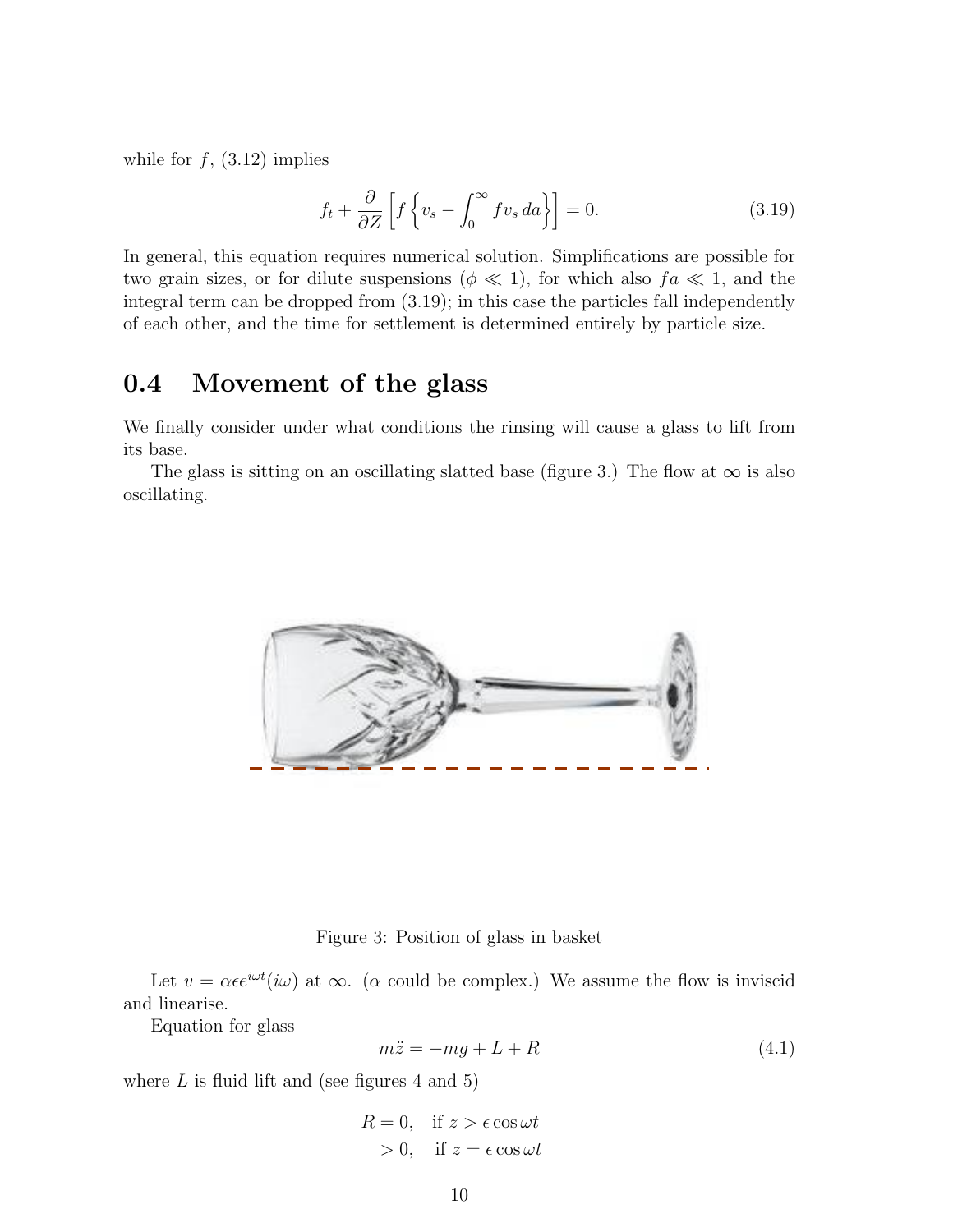while for $f$, (3.12) implies

$$f_t + \frac{\partial}{\partial Z}\left[f\left\{v_s - \int_0^\infty f v_s \, da\right\}\right] = 0. \tag{3.19}$$

In general, this equation requires numerical solution. Simplifications are possible for two grain sizes, or for dilute suspensions ($\phi \ll 1$), for which also $fa \ll 1$, and the integral term can be dropped from (3.19); in this case the particles fall independently of each other, and the time for settlement is determined entirely by particle size.

## 0.4 Movement of the glass

We finally consider under what conditions the rinsing will cause a glass to lift from its base.

The glass is sitting on an oscillating slatted base (figure 3.) The flow at $\infty$ is also oscillating.

Figure 3: Position of glass in basket

Let $v = \alpha\epsilon e^{i\omega t}(i\omega)$ at $\infty$. ($\alpha$ could be complex.) We assume the flow is inviscid and linearise.

Equation for glass

$$m\ddot{z} = -mg + L + R \tag{4.1}$$

where $L$ is fluid lift and (see figures 4 and 5)

$$\begin{aligned} R &= 0, \quad \text{if } z > \epsilon \cos \omega t \\ &> 0, \quad \text{if } z = \epsilon \cos \omega t \end{aligned}$$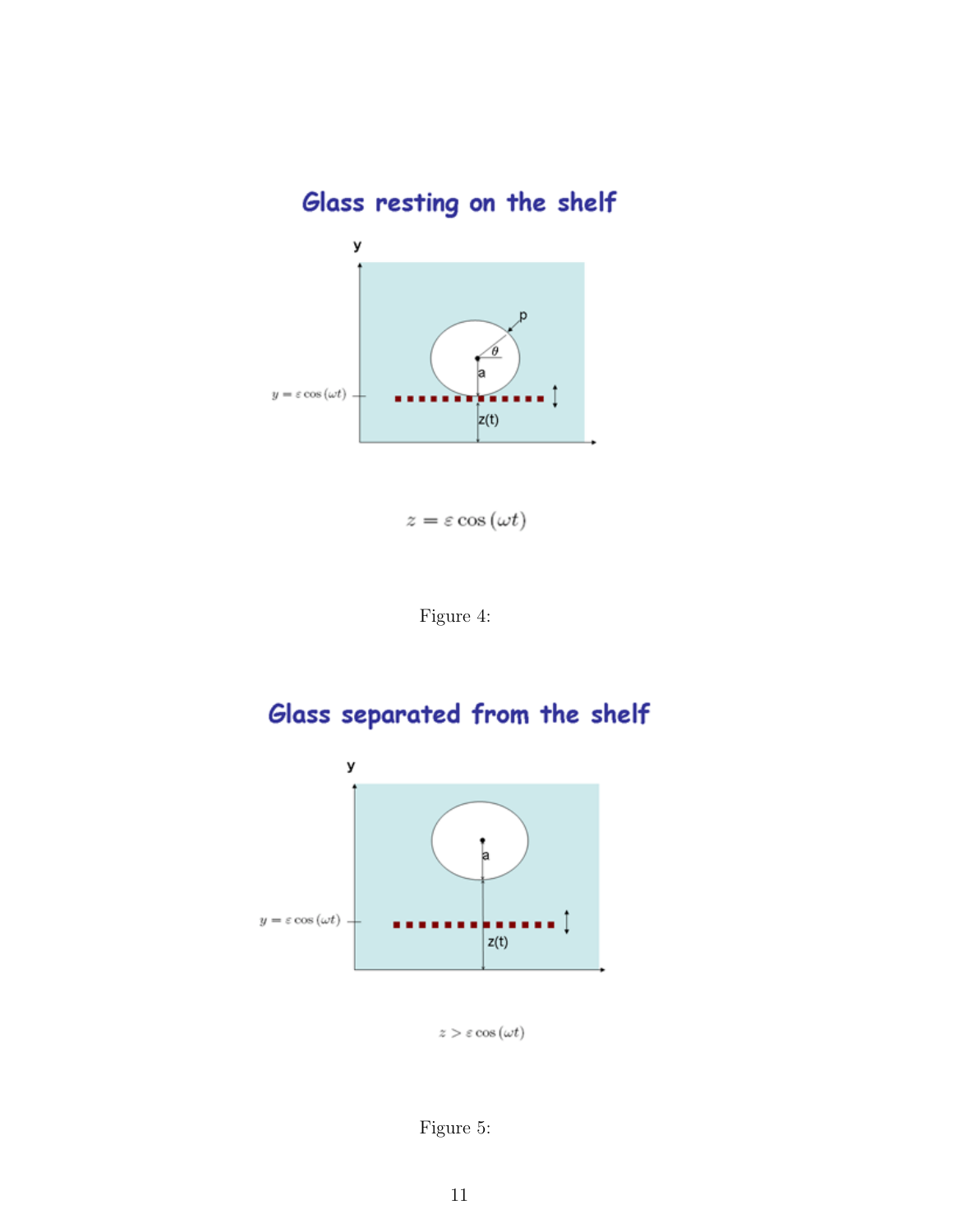## Glass resting on the shelf

$$z = \varepsilon \cos(\omega t)$$

Figure 4:

## Glass separated from the shelf

$$z > \varepsilon \cos(\omega t)$$

Figure 5: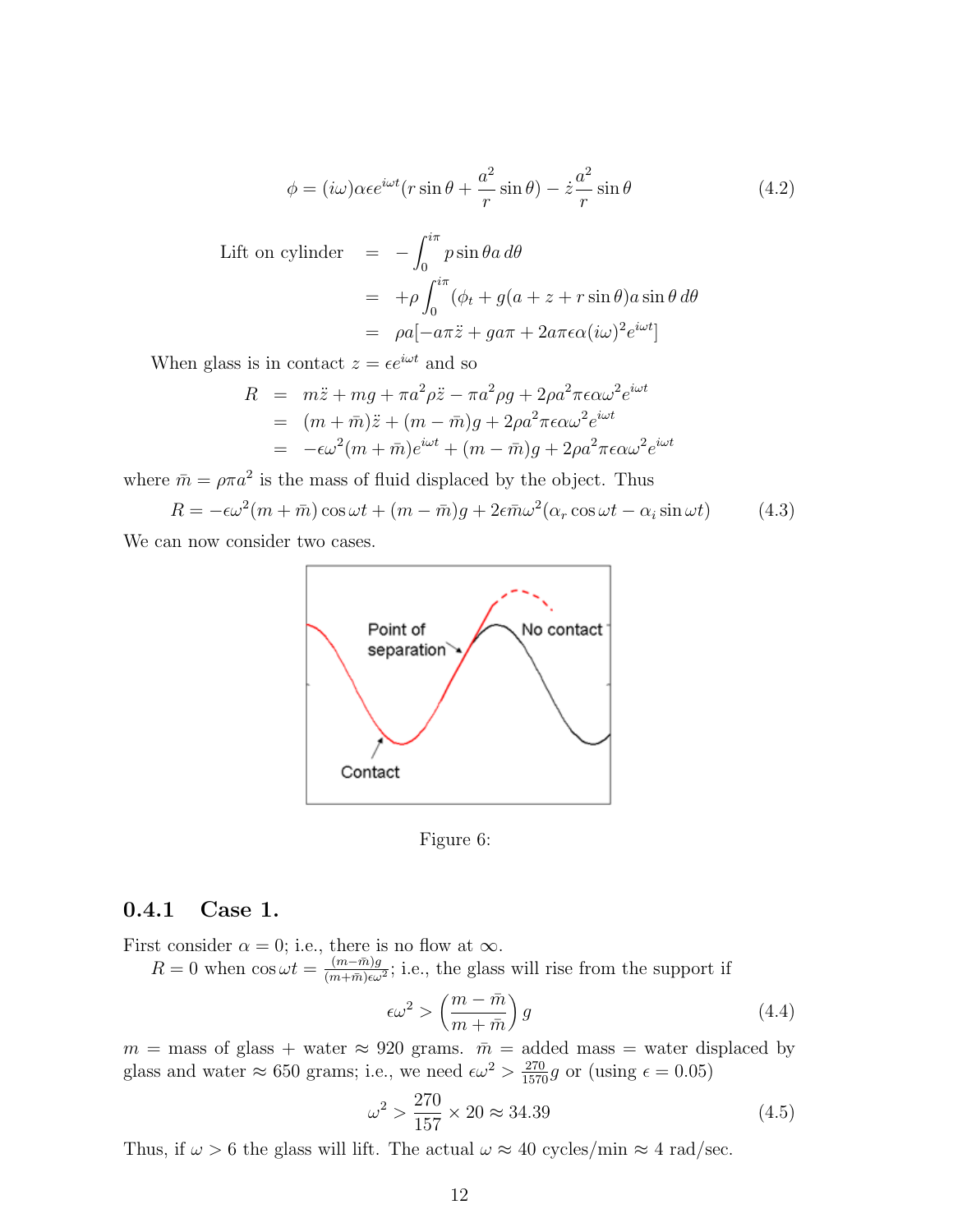$$\phi = (i\omega)\alpha\epsilon e^{i\omega t}(r\sin\theta + \frac{a^2}{r}\sin\theta) - \dot{z}\frac{a^2}{r}\sin\theta \tag{4.2}$$

$$\begin{aligned}
\text{Lift on cylinder} &= -\int_0^{i\pi} p\sin\theta a\, d\theta \\
&= +\rho\int_0^{i\pi}(\phi_t + g(a + z + r\sin\theta)a\sin\theta\, d\theta \\
&= \rho a[-a\pi\ddot{z} + ga\pi + 2a\pi\epsilon\alpha(i\omega)^2 e^{i\omega t}]
\end{aligned}$$

When glass is in contact $z = \epsilon e^{i\omega t}$ and so

$$\begin{aligned}
R &= m\ddot{z} + mg + \pi a^2\rho\ddot{z} - \pi a^2\rho g + 2\rho a^2\pi\epsilon\alpha\omega^2 e^{i\omega t} \\
&= (m + \bar{m})\ddot{z} + (m - \bar{m})g + 2\rho a^2\pi\epsilon\alpha\omega^2 e^{i\omega t} \\
&= -\epsilon\omega^2(m + \bar{m})e^{i\omega t} + (m - \bar{m})g + 2\rho a^2\pi\epsilon\alpha\omega^2 e^{i\omega t}
\end{aligned}$$

where $\bar{m} = \rho\pi a^2$ is the mass of fluid displaced by the object. Thus

$$R = -\epsilon\omega^2(m + \bar{m})\cos\omega t + (m - \bar{m})g + 2\epsilon\bar{m}\omega^2(\alpha_r\cos\omega t - \alpha_i\sin\omega t) \tag{4.3}$$

We can now consider two cases.

Figure 6:

### 0.4.1 Case 1.

First consider $\alpha = 0$; i.e., there is no flow at $\infty$.

$R = 0$ when $\cos\omega t = \frac{(m-\bar{m})g}{(m+\bar{m})\epsilon\omega^2}$; i.e., the glass will rise from the support if

$$\epsilon\omega^2 > \left(\frac{m - \bar{m}}{m + \bar{m}}\right)g \tag{4.4}$$

$m$ = mass of glass + water $\approx$ 920 grams. $\bar{m}$ = added mass = water displaced by glass and water $\approx$ 650 grams; i.e., we need $\epsilon\omega^2 > \frac{270}{1570}g$ or (using $\epsilon = 0.05$)

$$\omega^2 > \frac{270}{157} \times 20 \approx 34.39 \tag{4.5}$$

Thus, if $\omega > 6$ the glass will lift. The actual $\omega \approx$ 40 cycles/min $\approx$ 4 rad/sec.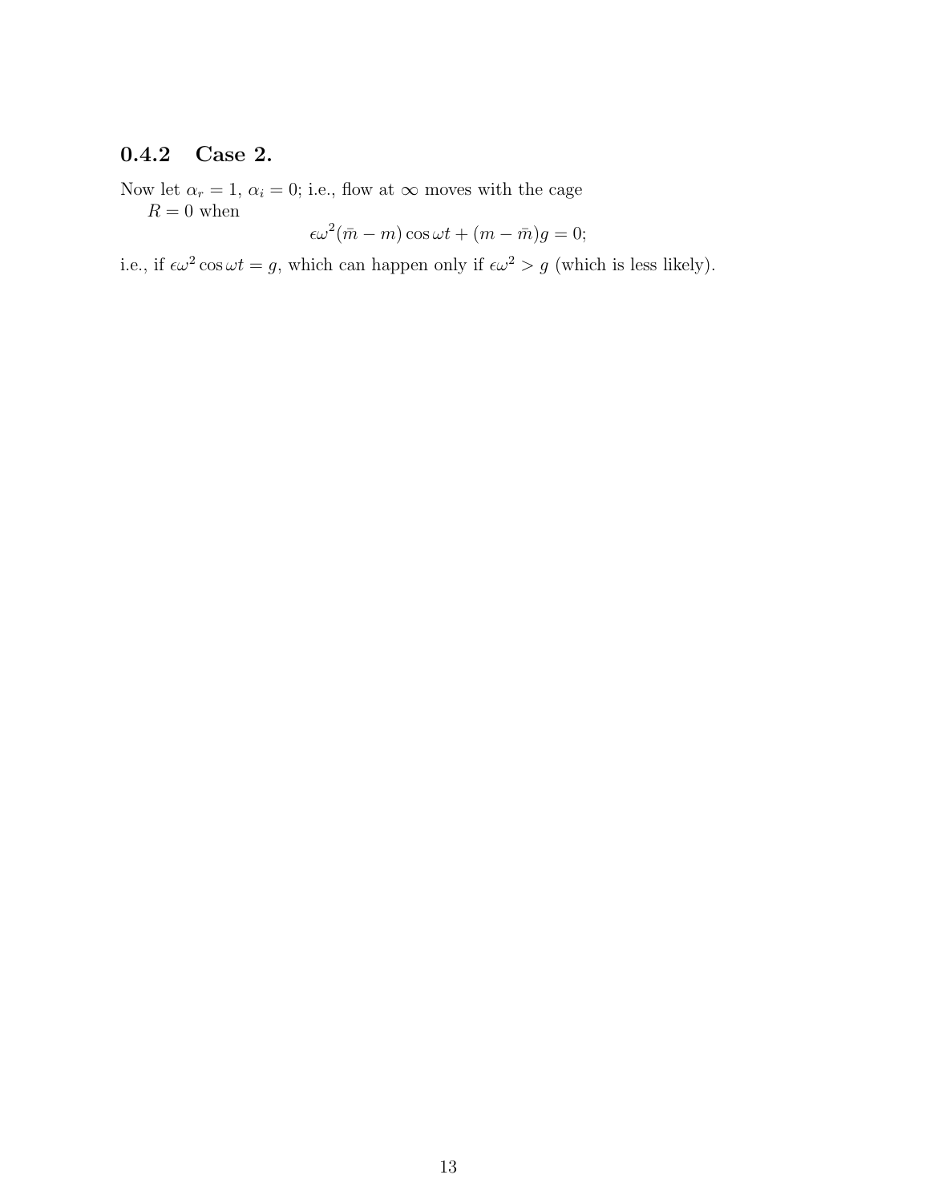### 0.4.2 Case 2.

Now let $\alpha_r = 1$, $\alpha_i = 0$; i.e., flow at $\infty$ moves with the cage

$R = 0$ when

$$\epsilon\omega^2(\bar{m} - m)\cos\omega t + (m - \bar{m})g = 0;$$

i.e., if $\epsilon\omega^2 \cos\omega t = g$, which can happen only if $\epsilon\omega^2 > g$ (which is less likely).